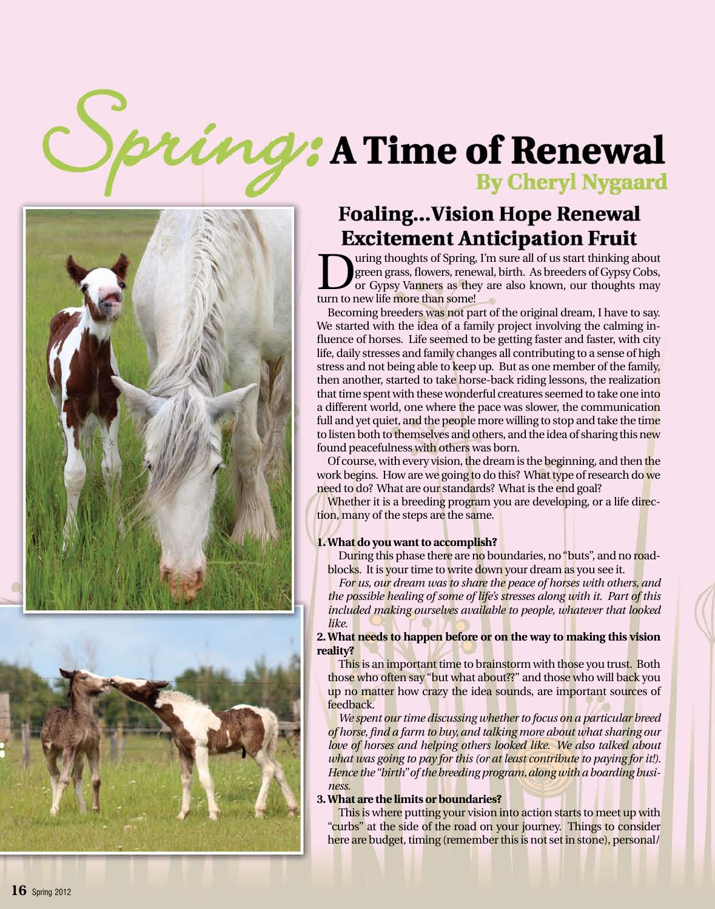# Spring: A Time of Renewal

**By Cheryl Nygaard**

## Foaling...Vision Hope Renewal Excitement Anticipation Fruit

During thoughts of Spring, I'm sure all of us start thinking about green grass, flowers, renewal, birth. As breeders of Gypsy Cobs, or Gypsy Vanners as they are also known, our thoughts may turn to new life more than some!

Becoming breeders was not part of the original dream, I have to say. We started with the idea of a family project involving the calming influence of horses. Life seemed to be getting faster and faster, with city life, daily stresses and family changes all contributing to a sense of high stress and not being able to keep up. But as one member of the family, then another, started to take horse-back riding lessons, the realization that time spent with these wonderful creatures seemed to take one into a different world, one where the pace was slower, the communication full and yet quiet, and the people more willing to stop and take the time to listen both to themselves and others, and the idea of sharing this new found peacefulness with others was born.

Of course, with every vision, the dream is the beginning, and then the work begins. How are we going to do this? What type of research do we need to do? What are our standards? What is the end goal?

Whether it is a breeding program you are developing, or a life direction, many of the steps are the same.

**1. What do you want to accomplish?**

During this phase there are no boundaries, no "buts", and no roadblocks. It is your time to write down your dream as you see it.

*For us, our dream was to share the peace of horses with others, and the possible healing of some of life's stresses along with it. Part of this included making ourselves available to people, whatever that looked like.*

**2. What needs to happen before or on the way to making this vision reality?**

This is an important time to brainstorm with those you trust. Both those who often say "but what about??" and those who will back you up no matter how crazy the idea sounds, are important sources of feedback.

*We spent our time discussing whether to focus on a particular breed of horse, find a farm to buy, and talking more about what sharing our love of horses and helping others looked like. We also talked about what was going to pay for this (or at least contribute to paying for it!). Hence the "birth" of the breeding program, along with a boarding business.*

**3. What are the limits or boundaries?**

This is where putting your vision into action starts to meet up with "curbs" at the side of the road on your journey. Things to consider here are budget, timing (remember this is not set in stone), personal/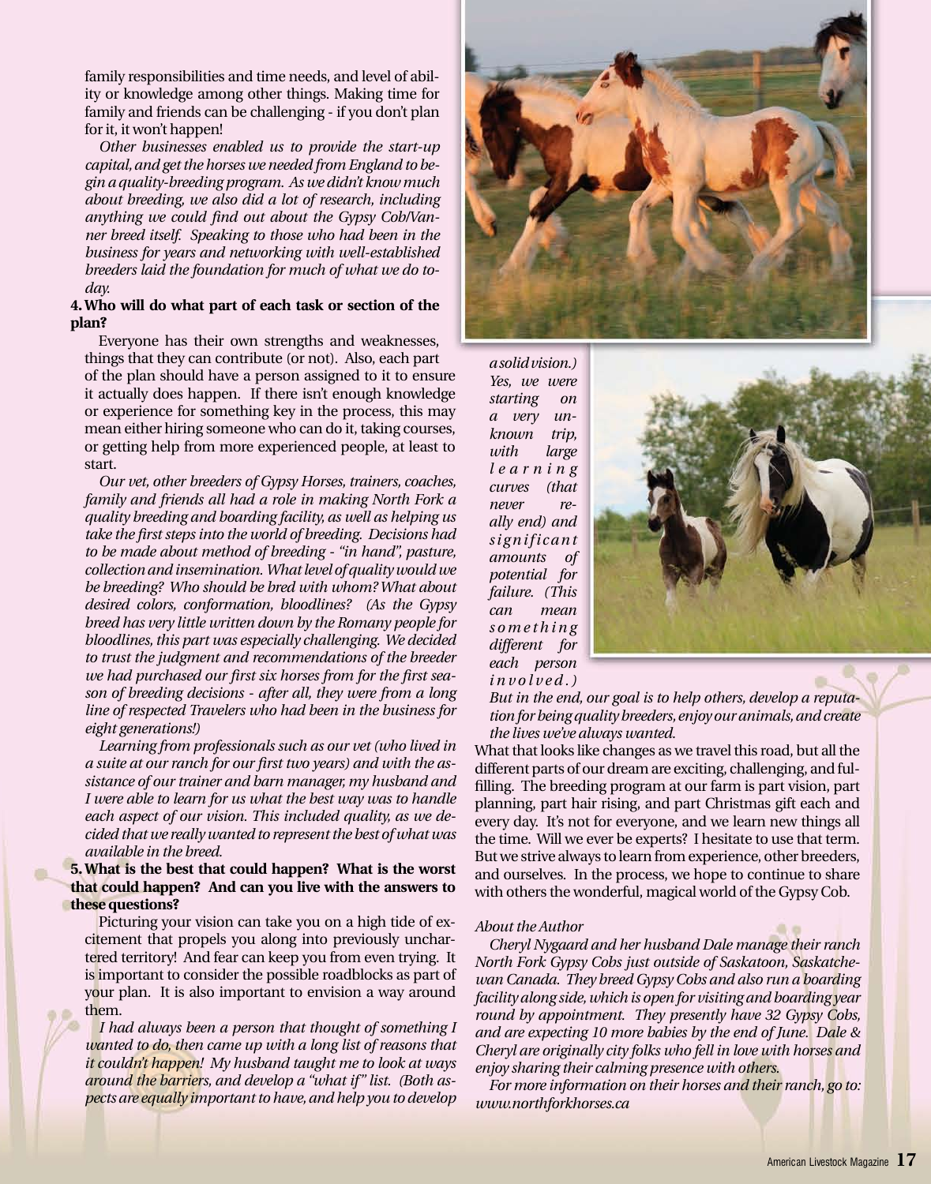family responsibilities and time needs, and level of ability or knowledge among other things. Making time for family and friends can be challenging - if you don't plan for it, it won't happen!

*Other businesses enabled us to provide the start-up capital, and get the horses we needed from England to begin a quality-breeding program. As we didn't know much about breeding, we also did a lot of research, including anything we could find out about the Gypsy Cob/Vanner breed itself. Speaking to those who had been in the business for years and networking with well-established breeders laid the foundation for much of what we do today.*

**4. Who will do what part of each task or section of the plan?**

Everyone has their own strengths and weaknesses, things that they can contribute (or not). Also, each part of the plan should have a person assigned to it to ensure it actually does happen. If there isn't enough knowledge or experience for something key in the process, this may mean either hiring someone who can do it, taking courses, or getting help from more experienced people, at least to start.

*Our vet, other breeders of Gypsy Horses, trainers, coaches, family and friends all had a role in making North Fork a quality breeding and boarding facility, as well as helping us take the first steps into the world of breeding. Decisions had to be made about method of breeding - "in hand", pasture, collection and insemination. What level of quality would we be breeding? Who should be bred with whom? What about desired colors, conformation, bloodlines? (As the Gypsy breed has very little written down by the Romany people for bloodlines, this part was especially challenging. We decided to trust the judgment and recommendations of the breeder we had purchased our first six horses from for the first season of breeding decisions - after all, they were from a long line of respected Travelers who had been in the business for eight generations!)*

*Learning from professionals such as our vet (who lived in a suite at our ranch for our first two years) and with the assistance of our trainer and barn manager, my husband and I were able to learn for us what the best way was to handle each aspect of our vision. This included quality, as we decided that we really wanted to represent the best of what was available in the breed.*

**5. What is the best that could happen? What is the worst that could happen? And can you live with the answers to these questions?**

Picturing your vision can take you on a high tide of excitement that propels you along into previously unchartered territory! And fear can keep you from even trying. It is important to consider the possible roadblocks as part of your plan. It is also important to envision a way around them.

*I had always been a person that thought of something I wanted to do, then came up with a long list of reasons that it couldn't happen! My husband taught me to look at ways around the barriers, and develop a "what if" list. (Both aspects are equally important to have, and help you to develop a solid vision.) Yes, we were starting on a very unknown trip, with large learning curves (that never really end) and significant amounts of potential for failure. (This can mean something different for each person involved.) But in the end, our goal is to help others, develop a reputation for being quality breeders, enjoy our animals, and create the lives we've always wanted.*

What that looks like changes as we travel this road, but all the different parts of our dream are exciting, challenging, and fulfilling. The breeding program at our farm is part vision, part planning, part hair rising, and part Christmas gift each and every day. It's not for everyone, and we learn new things all the time. Will we ever be experts? I hesitate to use that term. But we strive always to learn from experience, other breeders, and ourselves. In the process, we hope to continue to share with others the wonderful, magical world of the Gypsy Cob.

*About the Author*

*Cheryl Nygaard and her husband Dale manage their ranch North Fork Gypsy Cobs just outside of Saskatoon, Saskatchewan Canada. They breed Gypsy Cobs and also run a boarding facility along side, which is open for visiting and boarding year round by appointment. They presently have 32 Gypsy Cobs, and are expecting 10 more babies by the end of June. Dale & Cheryl are originally city folks who fell in love with horses and enjoy sharing their calming presence with others.*

*For more information on their horses and their ranch, go to: www.northforkhorses.ca*